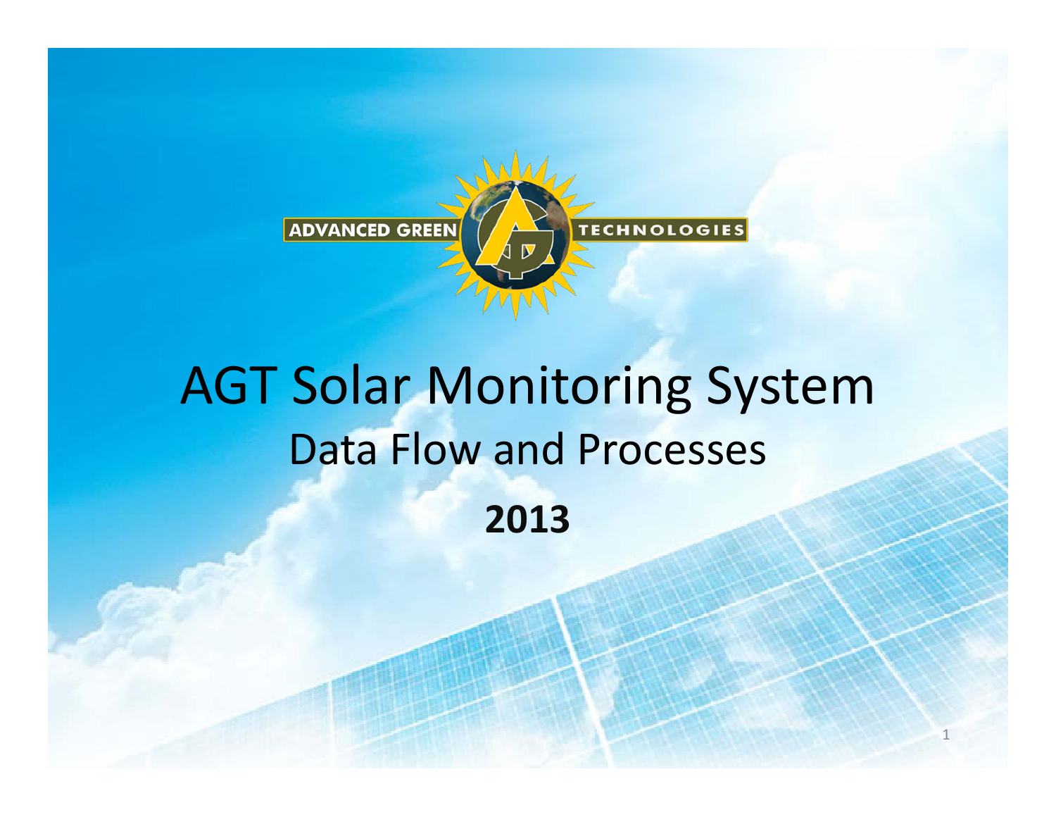ADVANCED GREEN TECHNOLOGIES

# AGT Solar Monitoring System

## Data Flow and Processes

**2013**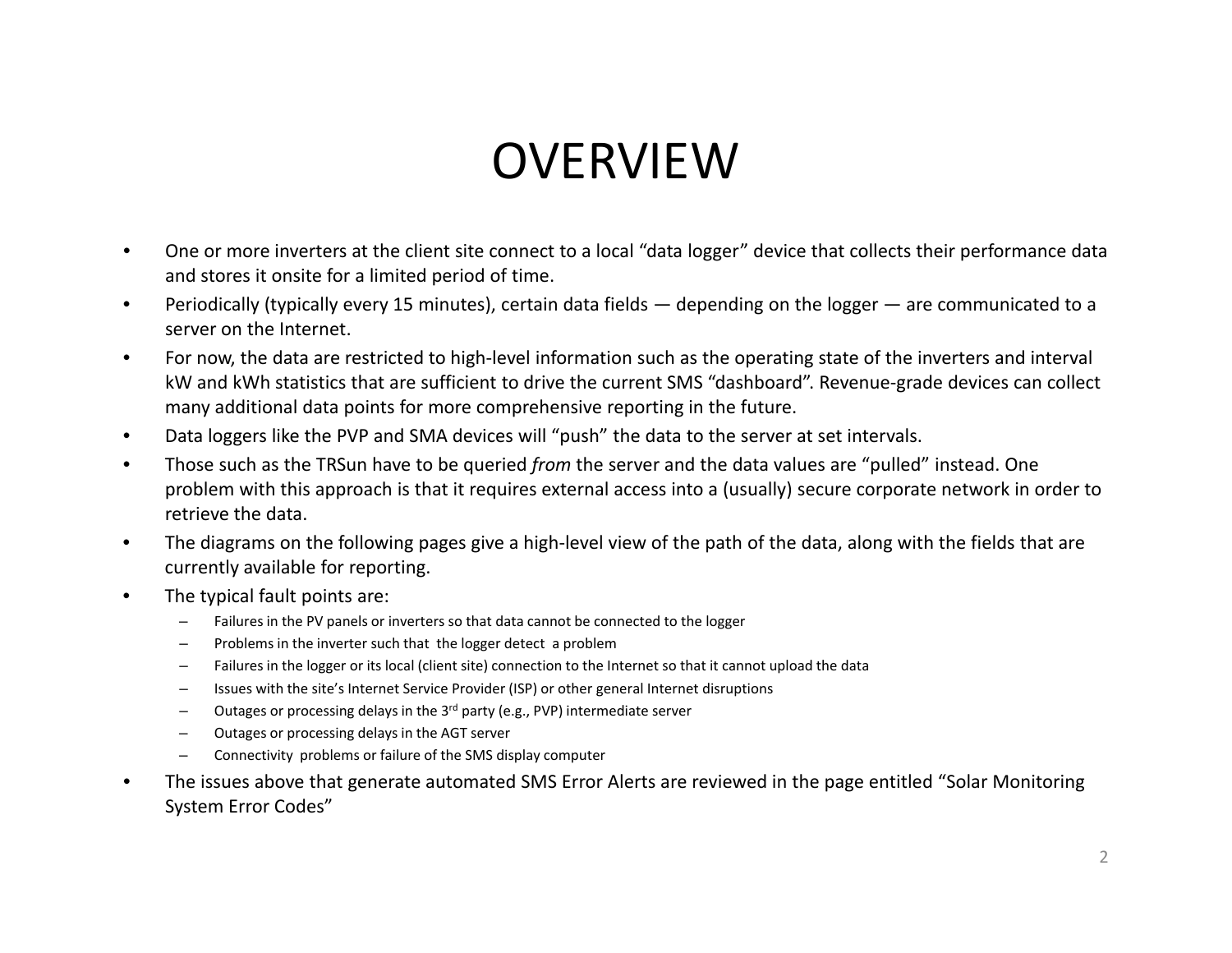# OVERVIEW

- One or more inverters at the client site connect to a local "data logger" device that collects their performance data and stores it onsite for a limited period of time.
- Periodically (typically every 15 minutes), certain data fields — depending on the logger — are communicated to a server on the Internet.
- For now, the data are restricted to high-level information such as the operating state of the inverters and interval kW and kWh statistics that are sufficient to drive the current SMS "dashboard". Revenue-grade devices can collect many additional data points for more comprehensive reporting in the future.
- Data loggers like the PVP and SMA devices will "push" the data to the server at set intervals.
- Those such as the TRSun have to be queried *from* the server and the data values are "pulled" instead. One problem with this approach is that it requires external access into a (usually) secure corporate network in order to retrieve the data.
- The diagrams on the following pages give a high-level view of the path of the data, along with the fields that are currently available for reporting.
- The typical fault points are:
  - Failures in the PV panels or inverters so that data cannot be connected to the logger
  - Problems in the inverter such that the logger detect a problem
  - Failures in the logger or its local (client site) connection to the Internet so that it cannot upload the data
  - Issues with the site's Internet Service Provider (ISP) or other general Internet disruptions
  - Outages or processing delays in the 3rd party (e.g., PVP) intermediate server
  - Outages or processing delays in the AGT server
  - Connectivity problems or failure of the SMS display computer
- The issues above that generate automated SMS Error Alerts are reviewed in the page entitled "Solar Monitoring System Error Codes"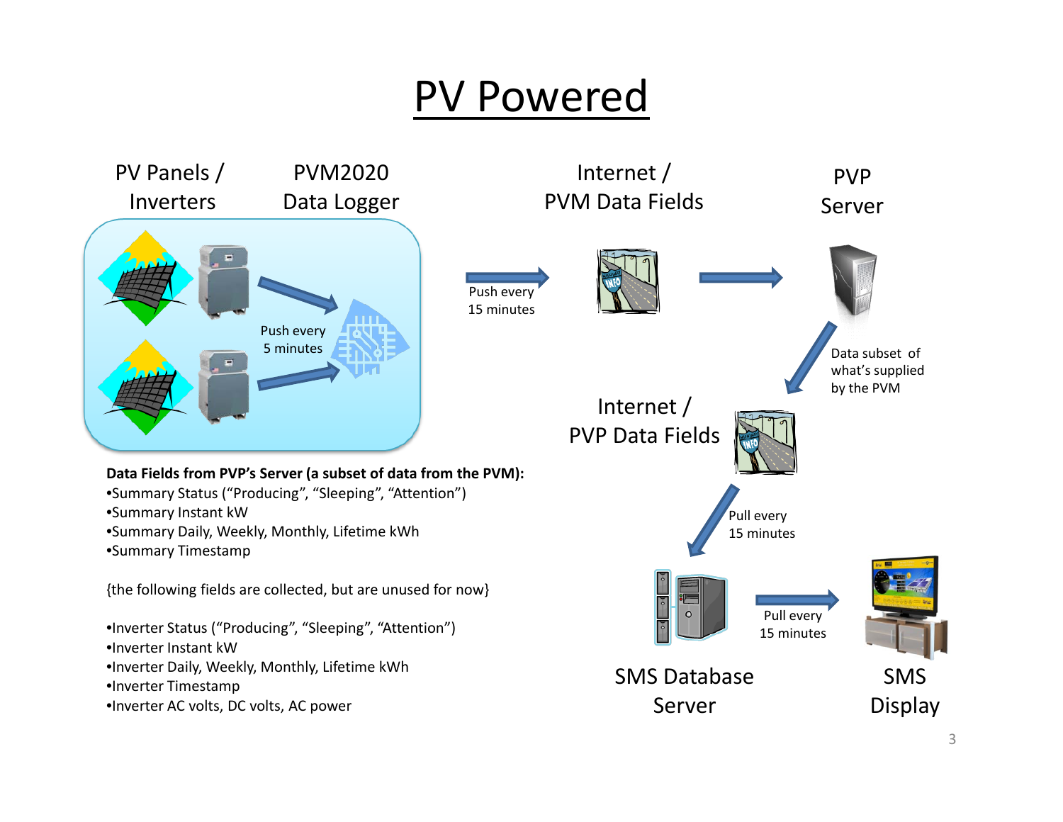# PV Powered

PV Panels / Inverters

PVM2020 Data Logger

Push every 5 minutes

Push every 15 minutes

Internet / PVM Data Fields

PVP Server

Data subset of what's supplied by the PVM

Internet / PVP Data Fields

Pull every 15 minutes

SMS Database Server

Pull every 15 minutes

SMS Display

**Data Fields from PVP's Server (a subset of data from the PVM):**

- Summary Status ("Producing", "Sleeping", "Attention")
- Summary Instant kW
- Summary Daily, Weekly, Monthly, Lifetime kWh
- Summary Timestamp

{the following fields are collected, but are unused for now}

- Inverter Status ("Producing", "Sleeping", "Attention")
- Inverter Instant kW
- Inverter Daily, Weekly, Monthly, Lifetime kWh
- Inverter Timestamp
- Inverter AC volts, DC volts, AC power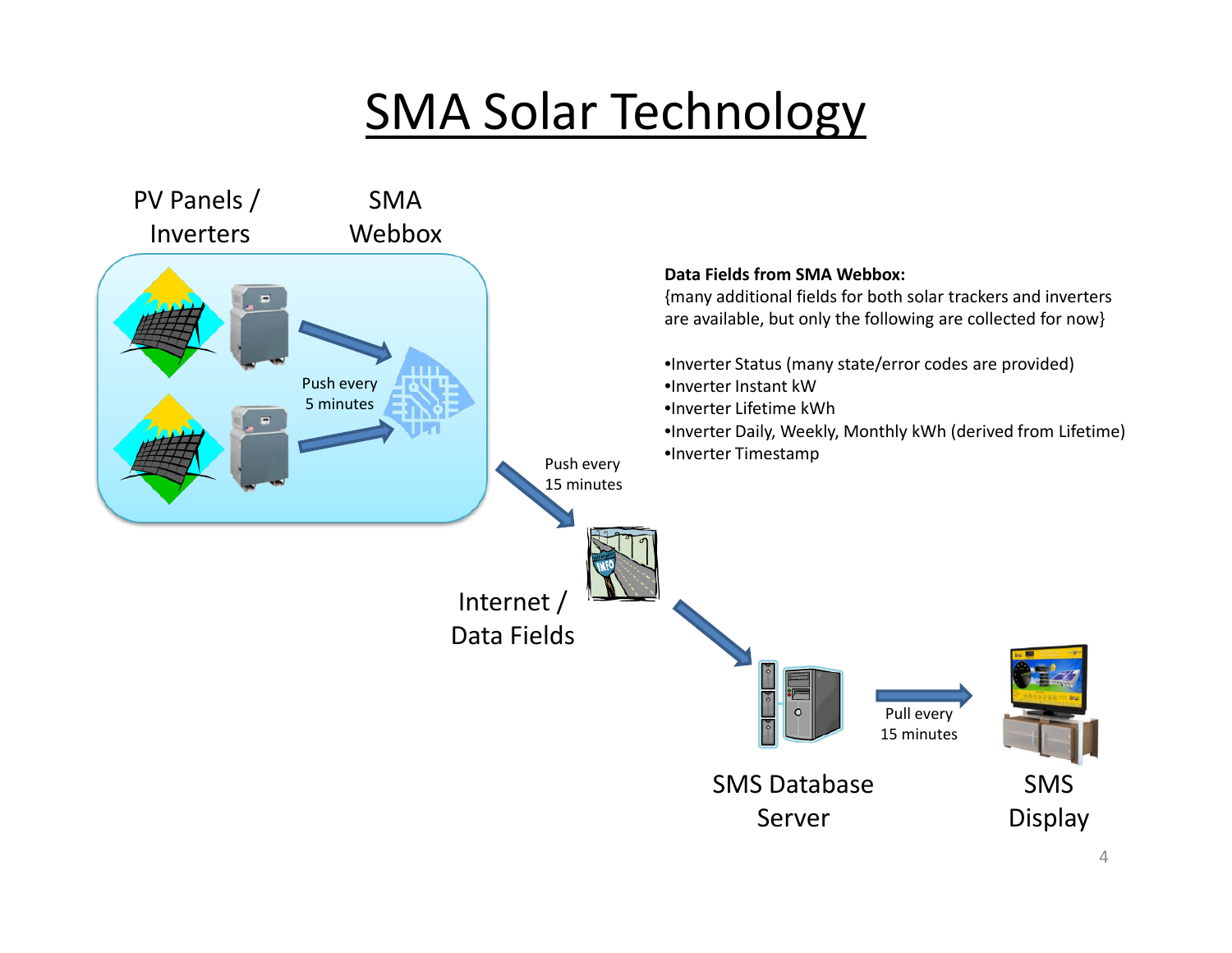# SMA Solar Technology

PV Panels / Inverters

SMA Webbox

Push every 5 minutes

Push every 15 minutes

Internet / Data Fields

SMS Database Server

Pull every 15 minutes

SMS Display

**Data Fields from SMA Webbox:**
{many additional fields for both solar trackers and inverters are available, but only the following are collected for now}

- Inverter Status (many state/error codes are provided)
- Inverter Instant kW
- Inverter Lifetime kWh
- Inverter Daily, Weekly, Monthly kWh (derived from Lifetime)
- Inverter Timestamp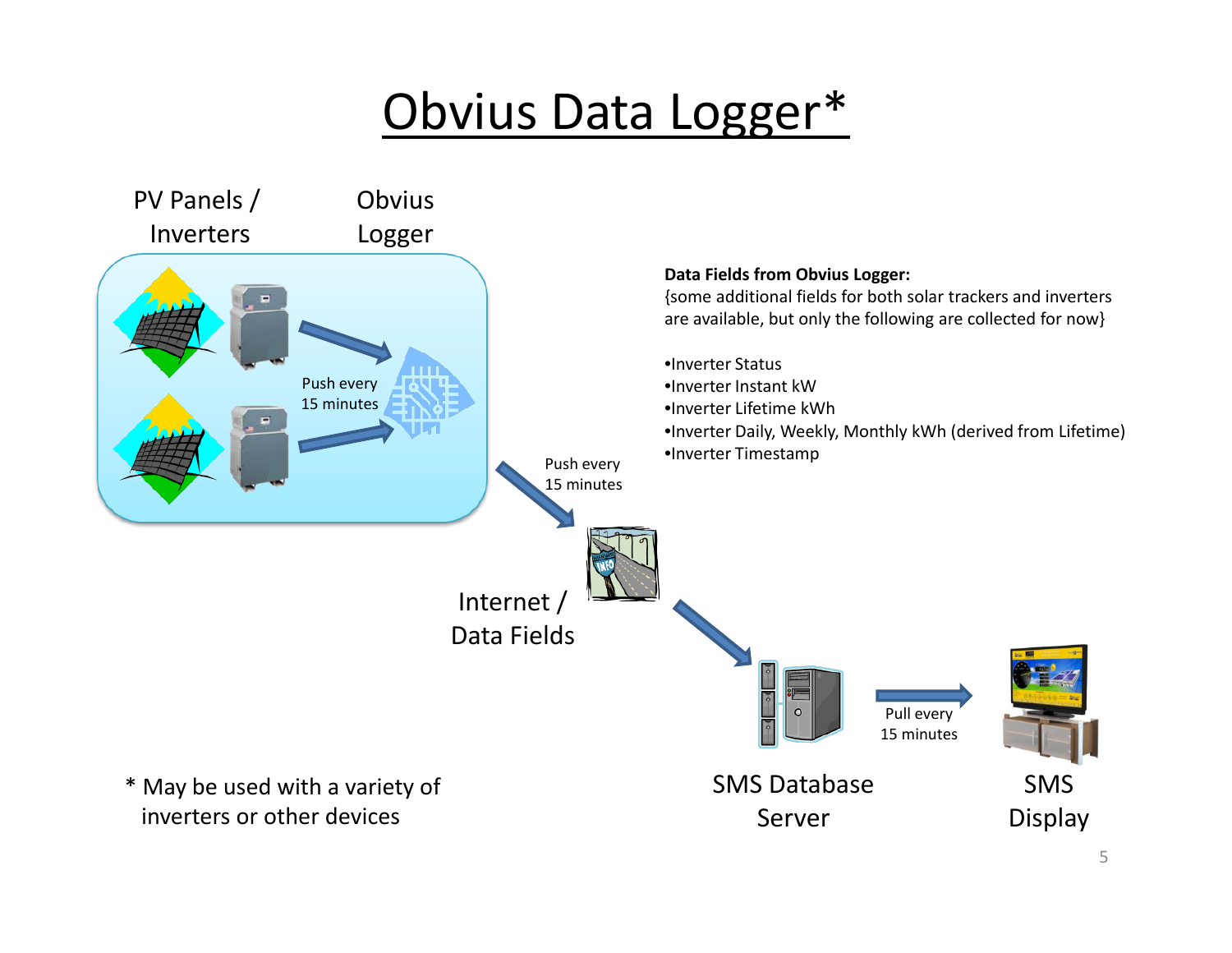# Obvius Data Logger*

PV Panels / Inverters

Obvius Logger

Push every 15 minutes

Push every 15 minutes

Internet / Data Fields

SMS Database Server

Pull every 15 minutes

SMS Display

**Data Fields from Obvius Logger:**
{some additional fields for both solar trackers and inverters are available, but only the following are collected for now}

- Inverter Status
- Inverter Instant kW
- Inverter Lifetime kWh
- Inverter Daily, Weekly, Monthly kWh (derived from Lifetime)
- Inverter Timestamp

\* May be used with a variety of inverters or other devices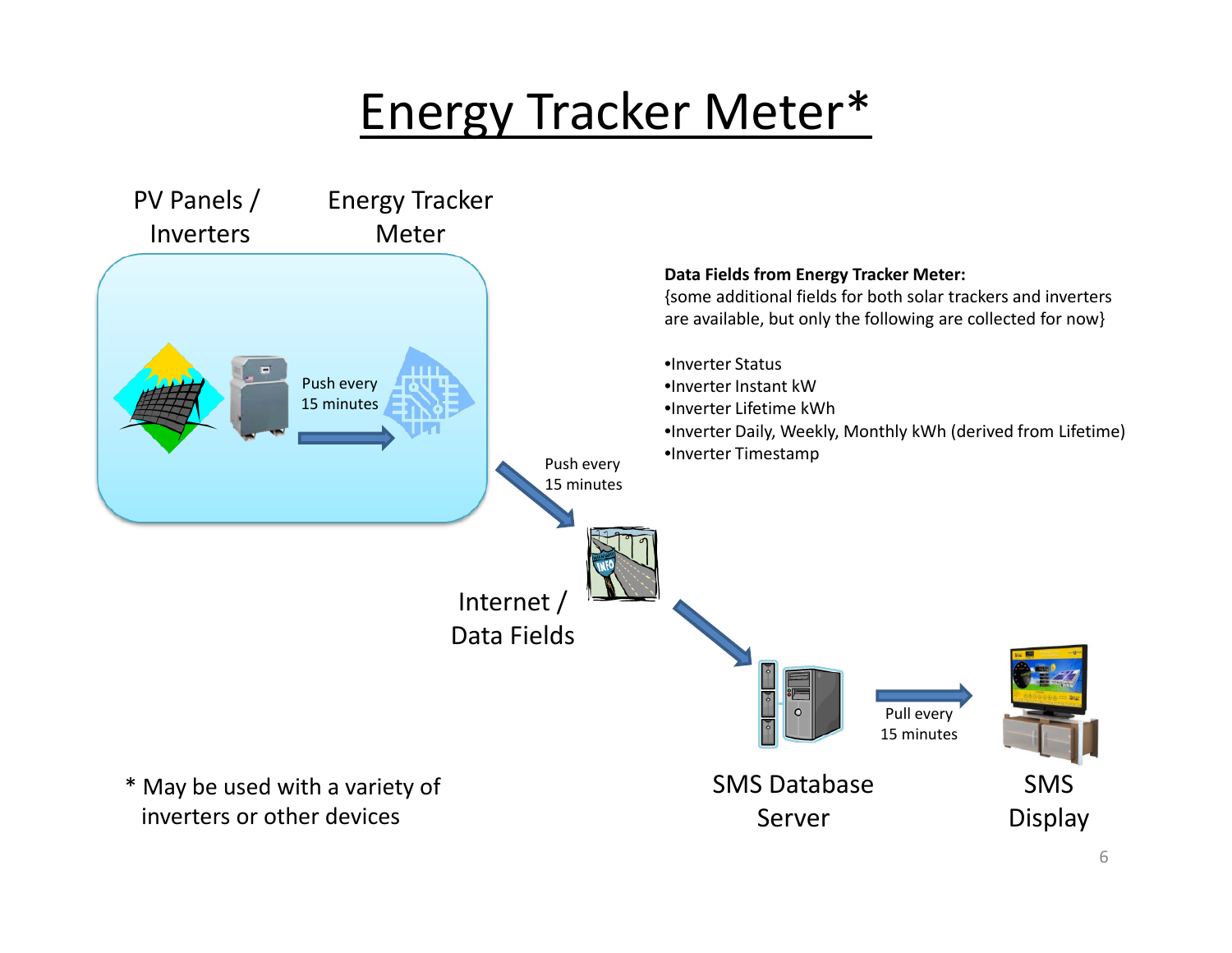# Energy Tracker Meter*

PV Panels / Inverters

Energy Tracker Meter

Push every 15 minutes

Push every 15 minutes

Internet / Data Fields

SMS Database Server

Pull every 15 minutes

SMS Display

**Data Fields from Energy Tracker Meter:**
{some additional fields for both solar trackers and inverters are available, but only the following are collected for now}

- Inverter Status
- Inverter Instant kW
- Inverter Lifetime kWh
- Inverter Daily, Weekly, Monthly kWh (derived from Lifetime)
- Inverter Timestamp

* May be used with a variety of inverters or other devices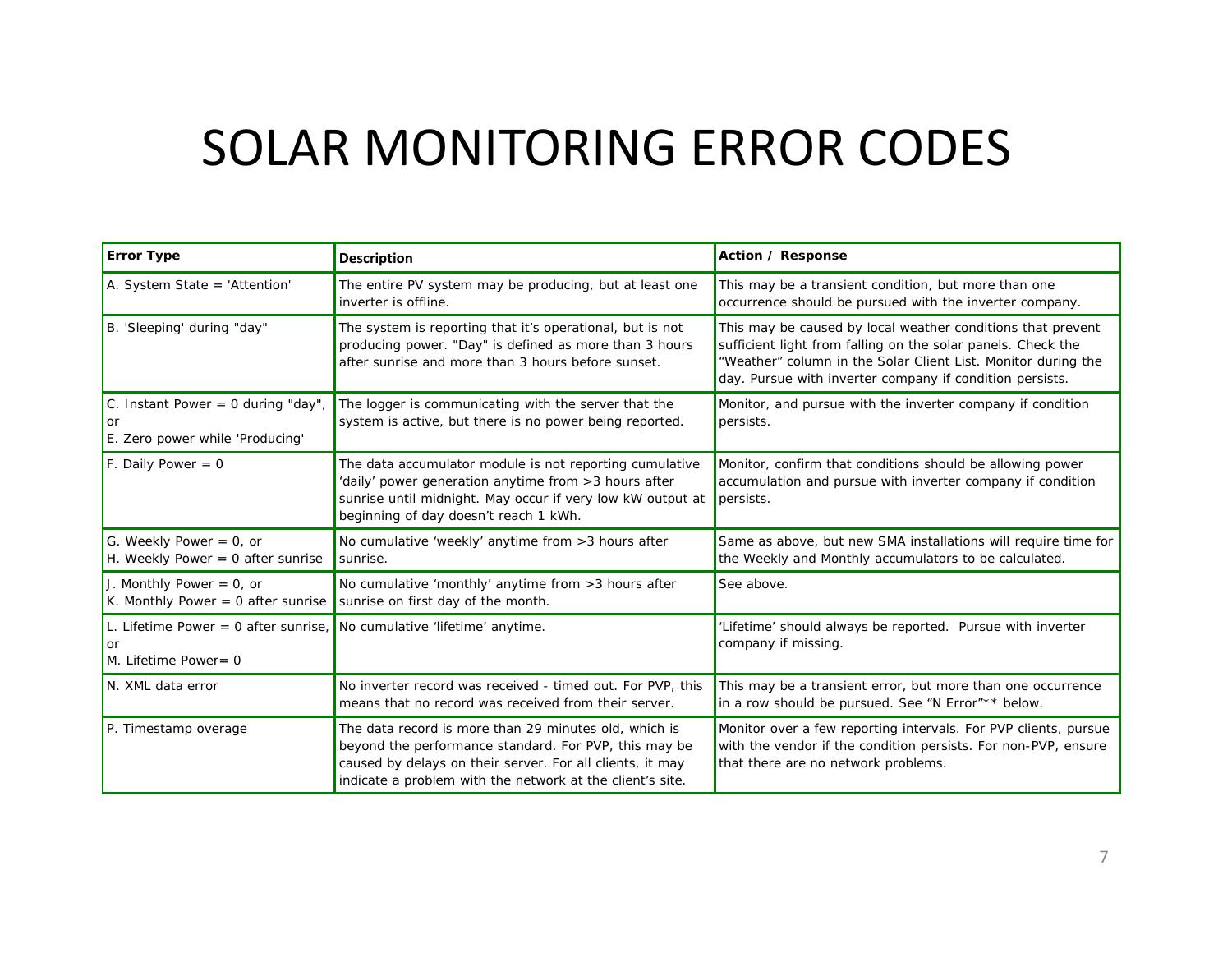# SOLAR MONITORING ERROR CODES

| Error Type | Description | Action / Response |
| --- | --- | --- |
| A. System State = 'Attention' | The entire PV system may be producing, but at least one inverter is offline. | This may be a transient condition, but more than one occurrence should be pursued with the inverter company. |
| B. 'Sleeping' during "day" | The system is reporting that it's operational, but is not producing power. "Day" is defined as more than 3 hours after sunrise and more than 3 hours before sunset. | This may be caused by local weather conditions that prevent sufficient light from falling on the solar panels. Check the "Weather" column in the Solar Client List. Monitor during the day. Pursue with inverter company if condition persists. |
| C. Instant Power = 0 during "day", or<br>E. Zero power while 'Producing' | The logger is communicating with the server that the system is active, but there is no power being reported. | Monitor, and pursue with the inverter company if condition persists. |
| F. Daily Power = 0 | The data accumulator module is not reporting cumulative 'daily' power generation anytime from >3 hours after sunrise until midnight. May occur if very low kW output at beginning of day doesn't reach 1 kWh. | Monitor, confirm that conditions should be allowing power accumulation and pursue with inverter company if condition persists. |
| G. Weekly Power = 0, or<br>H. Weekly Power = 0 after sunrise | No cumulative 'weekly' anytime from >3 hours after sunrise. | Same as above, but new SMA installations will require time for the Weekly and Monthly accumulators to be calculated. |
| J. Monthly Power = 0, or<br>K. Monthly Power = 0 after sunrise | No cumulative 'monthly' anytime from >3 hours after sunrise on first day of the month. | See above. |
| L. Lifetime Power = 0 after sunrise, or<br>M. Lifetime Power= 0 | No cumulative 'lifetime' anytime. | 'Lifetime' should always be reported. Pursue with inverter company if missing. |
| N. XML data error | No inverter record was received - timed out. For PVP, this means that no record was received from their server. | This may be a transient error, but more than one occurrence in a row should be pursued. See "N Error"** below. |
| P. Timestamp overage | The data record is more than 29 minutes old, which is beyond the performance standard. For PVP, this may be caused by delays on their server. For all clients, it may indicate a problem with the network at the client's site. | Monitor over a few reporting intervals. For PVP clients, pursue with the vendor if the condition persists. For non-PVP, ensure that there are no network problems. |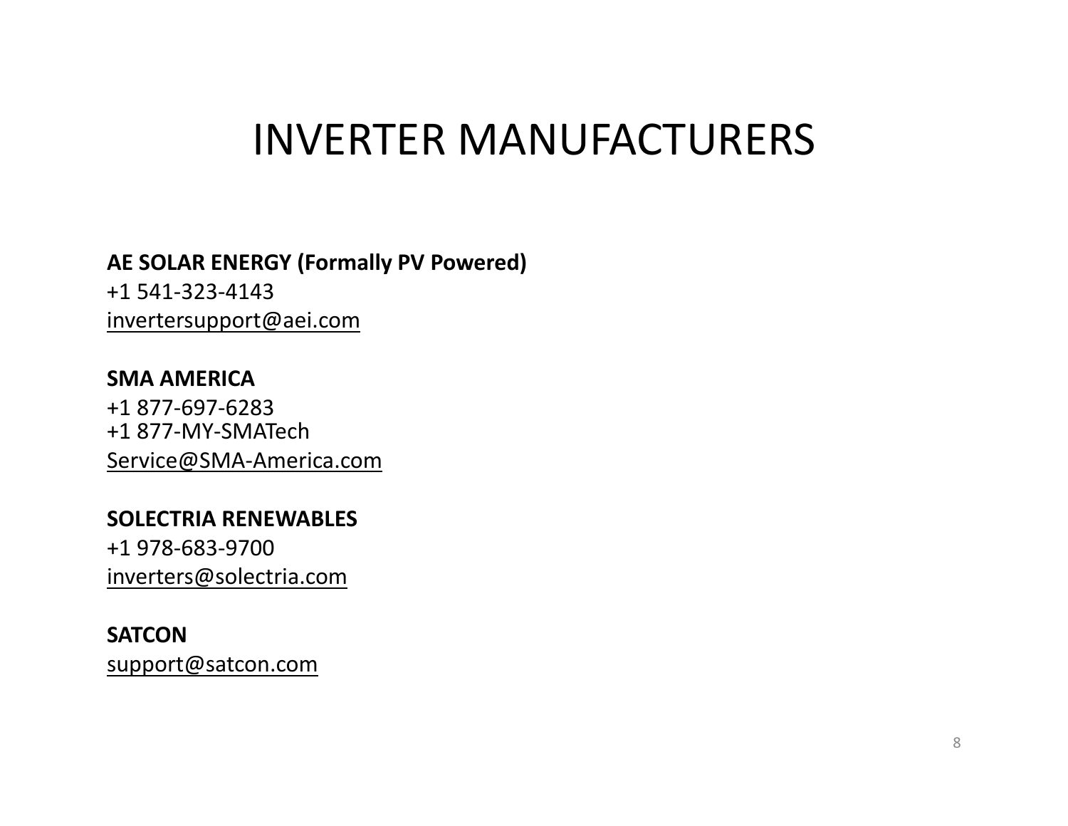# INVERTER MANUFACTURERS

**AE SOLAR ENERGY (Formally PV Powered)**
+1 541-323-4143
invertersupport@aei.com

**SMA AMERICA**
+1 877-697-6283
+1 877-MY-SMATech
Service@SMA-America.com

**SOLECTRIA RENEWABLES**
+1 978-683-9700
inverters@solectria.com

**SATCON**
support@satcon.com